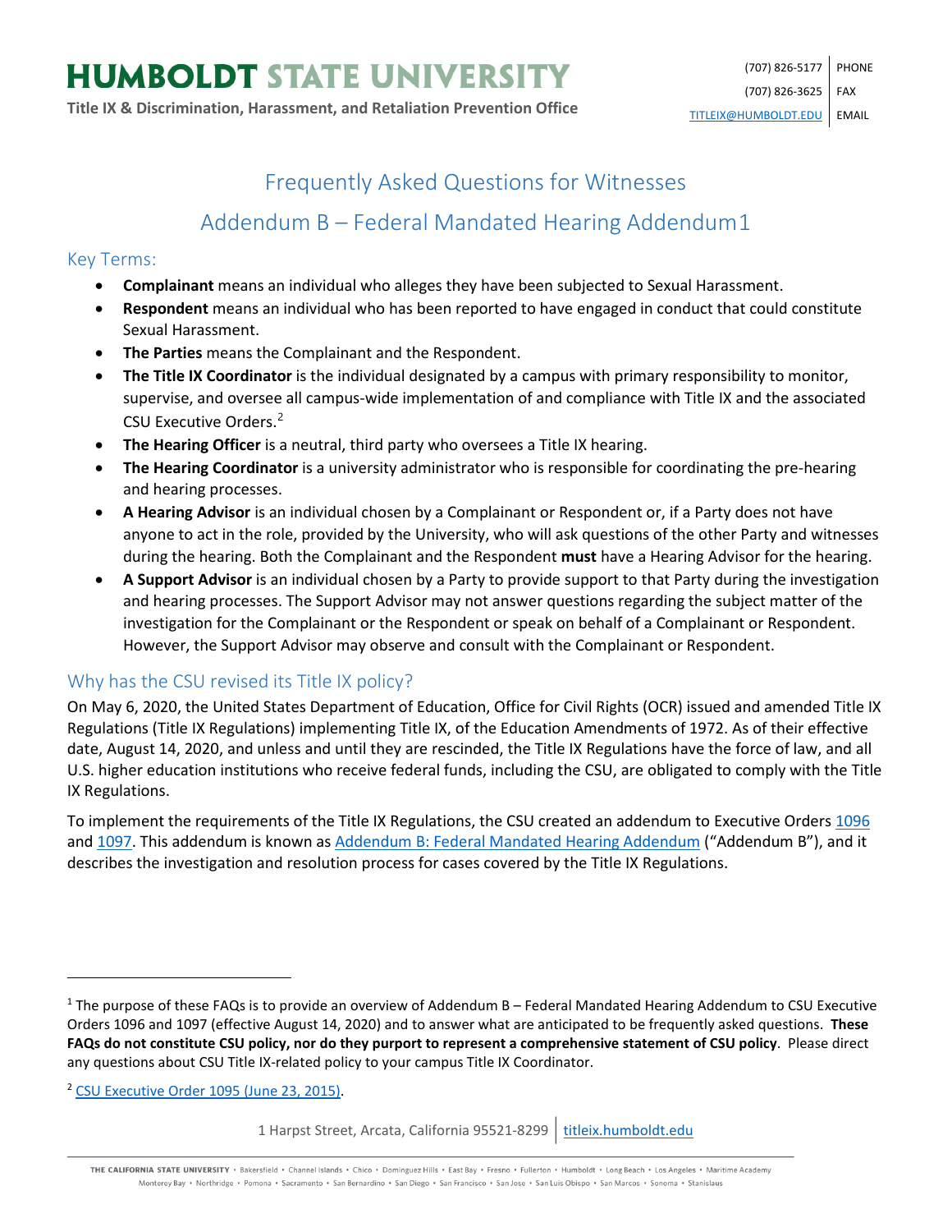# HUMBOLDT STATE UNIVERSITY

**Title IX & Discrimination, Harassment, and Retaliation Prevention Office**

(707) 826-5177 PHONE
(707) 826-3625 FAX
TITLEIX@HUMBOLDT.EDU EMAIL

## Frequently Asked Questions for Witnesses

## Addendum B – Federal Mandated Hearing Addendum[1]

### Key Terms:

- **Complainant** means an individual who alleges they have been subjected to Sexual Harassment.
- **Respondent** means an individual who has been reported to have engaged in conduct that could constitute Sexual Harassment.
- **The Parties** means the Complainant and the Respondent.
- **The Title IX Coordinator** is the individual designated by a campus with primary responsibility to monitor, supervise, and oversee all campus-wide implementation of and compliance with Title IX and the associated CSU Executive Orders.[2]
- **The Hearing Officer** is a neutral, third party who oversees a Title IX hearing.
- **The Hearing Coordinator** is a university administrator who is responsible for coordinating the pre-hearing and hearing processes.
- **A Hearing Advisor** is an individual chosen by a Complainant or Respondent or, if a Party does not have anyone to act in the role, provided by the University, who will ask questions of the other Party and witnesses during the hearing. Both the Complainant and the Respondent **must** have a Hearing Advisor for the hearing.
- **A Support Advisor** is an individual chosen by a Party to provide support to that Party during the investigation and hearing processes. The Support Advisor may not answer questions regarding the subject matter of the investigation for the Complainant or the Respondent or speak on behalf of a Complainant or Respondent. However, the Support Advisor may observe and consult with the Complainant or Respondent.

### Why has the CSU revised its Title IX policy?

On May 6, 2020, the United States Department of Education, Office for Civil Rights (OCR) issued and amended Title IX Regulations (Title IX Regulations) implementing Title IX, of the Education Amendments of 1972. As of their effective date, August 14, 2020, and unless and until they are rescinded, the Title IX Regulations have the force of law, and all U.S. higher education institutions who receive federal funds, including the CSU, are obligated to comply with the Title IX Regulations.

To implement the requirements of the Title IX Regulations, the CSU created an addendum to Executive Orders 1096 and 1097. This addendum is known as Addendum B: Federal Mandated Hearing Addendum ("Addendum B"), and it describes the investigation and resolution process for cases covered by the Title IX Regulations.

---

[1] The purpose of these FAQs is to provide an overview of Addendum B – Federal Mandated Hearing Addendum to CSU Executive Orders 1096 and 1097 (effective August 14, 2020) and to answer what are anticipated to be frequently asked questions. **These FAQs do not constitute CSU policy, nor do they purport to represent a comprehensive statement of CSU policy**. Please direct any questions about CSU Title IX-related policy to your campus Title IX Coordinator.

[2] CSU Executive Order 1095 (June 23, 2015).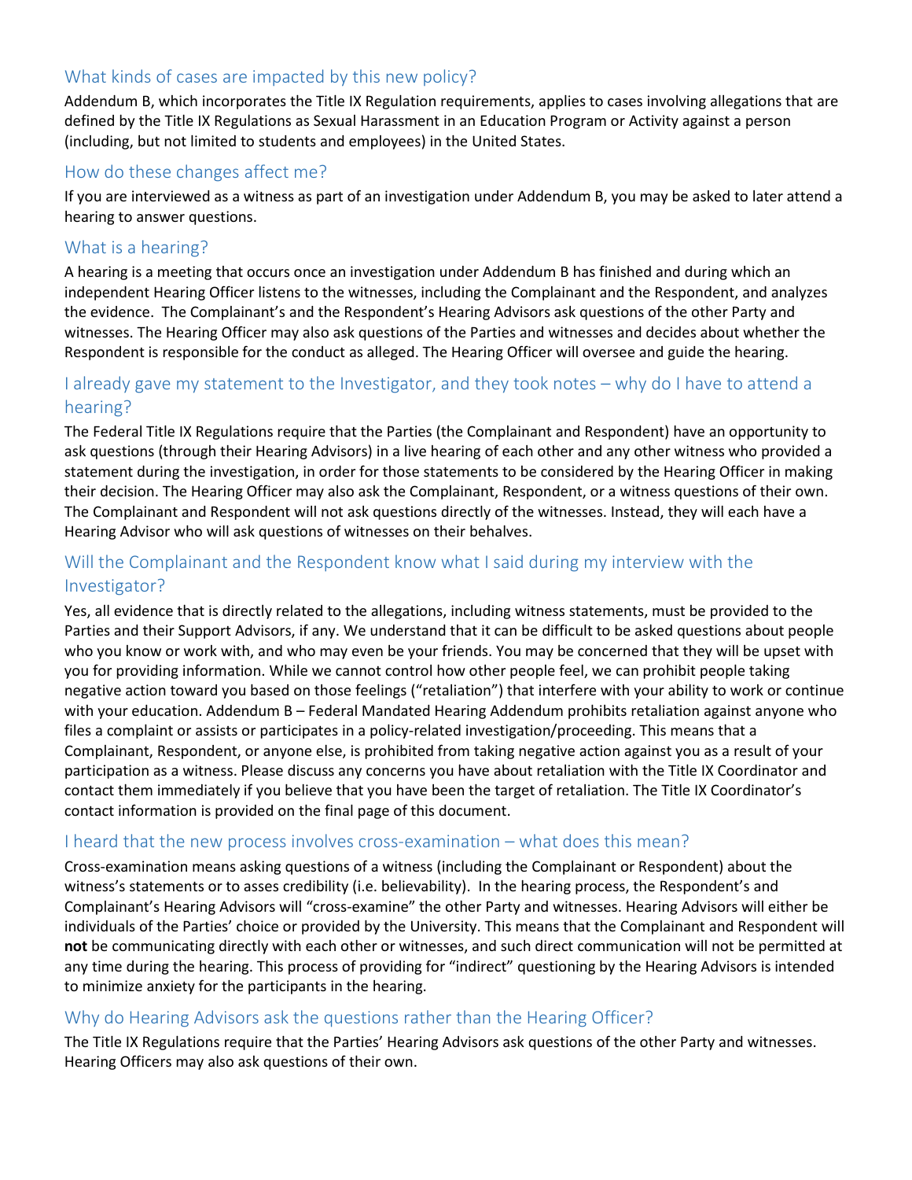## What kinds of cases are impacted by this new policy?

Addendum B, which incorporates the Title IX Regulation requirements, applies to cases involving allegations that are defined by the Title IX Regulations as Sexual Harassment in an Education Program or Activity against a person (including, but not limited to students and employees) in the United States.

## How do these changes affect me?

If you are interviewed as a witness as part of an investigation under Addendum B, you may be asked to later attend a hearing to answer questions.

## What is a hearing?

A hearing is a meeting that occurs once an investigation under Addendum B has finished and during which an independent Hearing Officer listens to the witnesses, including the Complainant and the Respondent, and analyzes the evidence. The Complainant's and the Respondent's Hearing Advisors ask questions of the other Party and witnesses. The Hearing Officer may also ask questions of the Parties and witnesses and decides about whether the Respondent is responsible for the conduct as alleged. The Hearing Officer will oversee and guide the hearing.

## I already gave my statement to the Investigator, and they took notes – why do I have to attend a hearing?

The Federal Title IX Regulations require that the Parties (the Complainant and Respondent) have an opportunity to ask questions (through their Hearing Advisors) in a live hearing of each other and any other witness who provided a statement during the investigation, in order for those statements to be considered by the Hearing Officer in making their decision. The Hearing Officer may also ask the Complainant, Respondent, or a witness questions of their own. The Complainant and Respondent will not ask questions directly of the witnesses. Instead, they will each have a Hearing Advisor who will ask questions of witnesses on their behalves.

## Will the Complainant and the Respondent know what I said during my interview with the Investigator?

Yes, all evidence that is directly related to the allegations, including witness statements, must be provided to the Parties and their Support Advisors, if any. We understand that it can be difficult to be asked questions about people who you know or work with, and who may even be your friends. You may be concerned that they will be upset with you for providing information. While we cannot control how other people feel, we can prohibit people taking negative action toward you based on those feelings ("retaliation") that interfere with your ability to work or continue with your education. Addendum B – Federal Mandated Hearing Addendum prohibits retaliation against anyone who files a complaint or assists or participates in a policy-related investigation/proceeding. This means that a Complainant, Respondent, or anyone else, is prohibited from taking negative action against you as a result of your participation as a witness. Please discuss any concerns you have about retaliation with the Title IX Coordinator and contact them immediately if you believe that you have been the target of retaliation. The Title IX Coordinator's contact information is provided on the final page of this document.

## I heard that the new process involves cross-examination – what does this mean?

Cross-examination means asking questions of a witness (including the Complainant or Respondent) about the witness's statements or to asses credibility (i.e. believability). In the hearing process, the Respondent's and Complainant's Hearing Advisors will "cross-examine" the other Party and witnesses. Hearing Advisors will either be individuals of the Parties' choice or provided by the University. This means that the Complainant and Respondent will **not** be communicating directly with each other or witnesses, and such direct communication will not be permitted at any time during the hearing. This process of providing for "indirect" questioning by the Hearing Advisors is intended to minimize anxiety for the participants in the hearing.

## Why do Hearing Advisors ask the questions rather than the Hearing Officer?

The Title IX Regulations require that the Parties' Hearing Advisors ask questions of the other Party and witnesses. Hearing Officers may also ask questions of their own.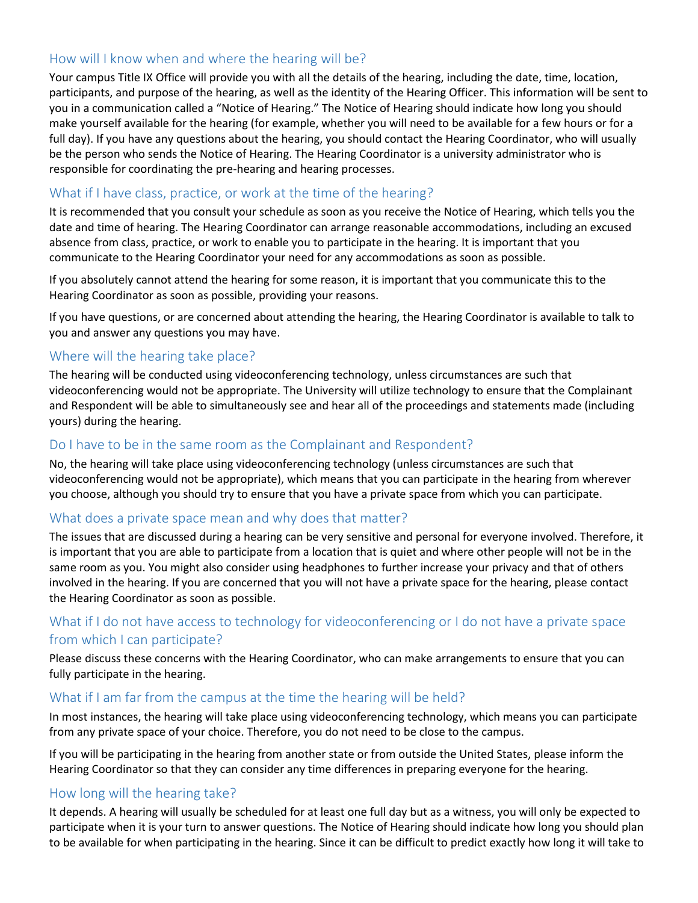## How will I know when and where the hearing will be?

Your campus Title IX Office will provide you with all the details of the hearing, including the date, time, location, participants, and purpose of the hearing, as well as the identity of the Hearing Officer. This information will be sent to you in a communication called a "Notice of Hearing." The Notice of Hearing should indicate how long you should make yourself available for the hearing (for example, whether you will need to be available for a few hours or for a full day). If you have any questions about the hearing, you should contact the Hearing Coordinator, who will usually be the person who sends the Notice of Hearing. The Hearing Coordinator is a university administrator who is responsible for coordinating the pre-hearing and hearing processes.

## What if I have class, practice, or work at the time of the hearing?

It is recommended that you consult your schedule as soon as you receive the Notice of Hearing, which tells you the date and time of hearing. The Hearing Coordinator can arrange reasonable accommodations, including an excused absence from class, practice, or work to enable you to participate in the hearing. It is important that you communicate to the Hearing Coordinator your need for any accommodations as soon as possible.

If you absolutely cannot attend the hearing for some reason, it is important that you communicate this to the Hearing Coordinator as soon as possible, providing your reasons.

If you have questions, or are concerned about attending the hearing, the Hearing Coordinator is available to talk to you and answer any questions you may have.

## Where will the hearing take place?

The hearing will be conducted using videoconferencing technology, unless circumstances are such that videoconferencing would not be appropriate. The University will utilize technology to ensure that the Complainant and Respondent will be able to simultaneously see and hear all of the proceedings and statements made (including yours) during the hearing.

## Do I have to be in the same room as the Complainant and Respondent?

No, the hearing will take place using videoconferencing technology (unless circumstances are such that videoconferencing would not be appropriate), which means that you can participate in the hearing from wherever you choose, although you should try to ensure that you have a private space from which you can participate.

## What does a private space mean and why does that matter?

The issues that are discussed during a hearing can be very sensitive and personal for everyone involved. Therefore, it is important that you are able to participate from a location that is quiet and where other people will not be in the same room as you. You might also consider using headphones to further increase your privacy and that of others involved in the hearing. If you are concerned that you will not have a private space for the hearing, please contact the Hearing Coordinator as soon as possible.

## What if I do not have access to technology for videoconferencing or I do not have a private space from which I can participate?

Please discuss these concerns with the Hearing Coordinator, who can make arrangements to ensure that you can fully participate in the hearing.

## What if I am far from the campus at the time the hearing will be held?

In most instances, the hearing will take place using videoconferencing technology, which means you can participate from any private space of your choice. Therefore, you do not need to be close to the campus.

If you will be participating in the hearing from another state or from outside the United States, please inform the Hearing Coordinator so that they can consider any time differences in preparing everyone for the hearing.

## How long will the hearing take?

It depends. A hearing will usually be scheduled for at least one full day but as a witness, you will only be expected to participate when it is your turn to answer questions. The Notice of Hearing should indicate how long you should plan to be available for when participating in the hearing. Since it can be difficult to predict exactly how long it will take to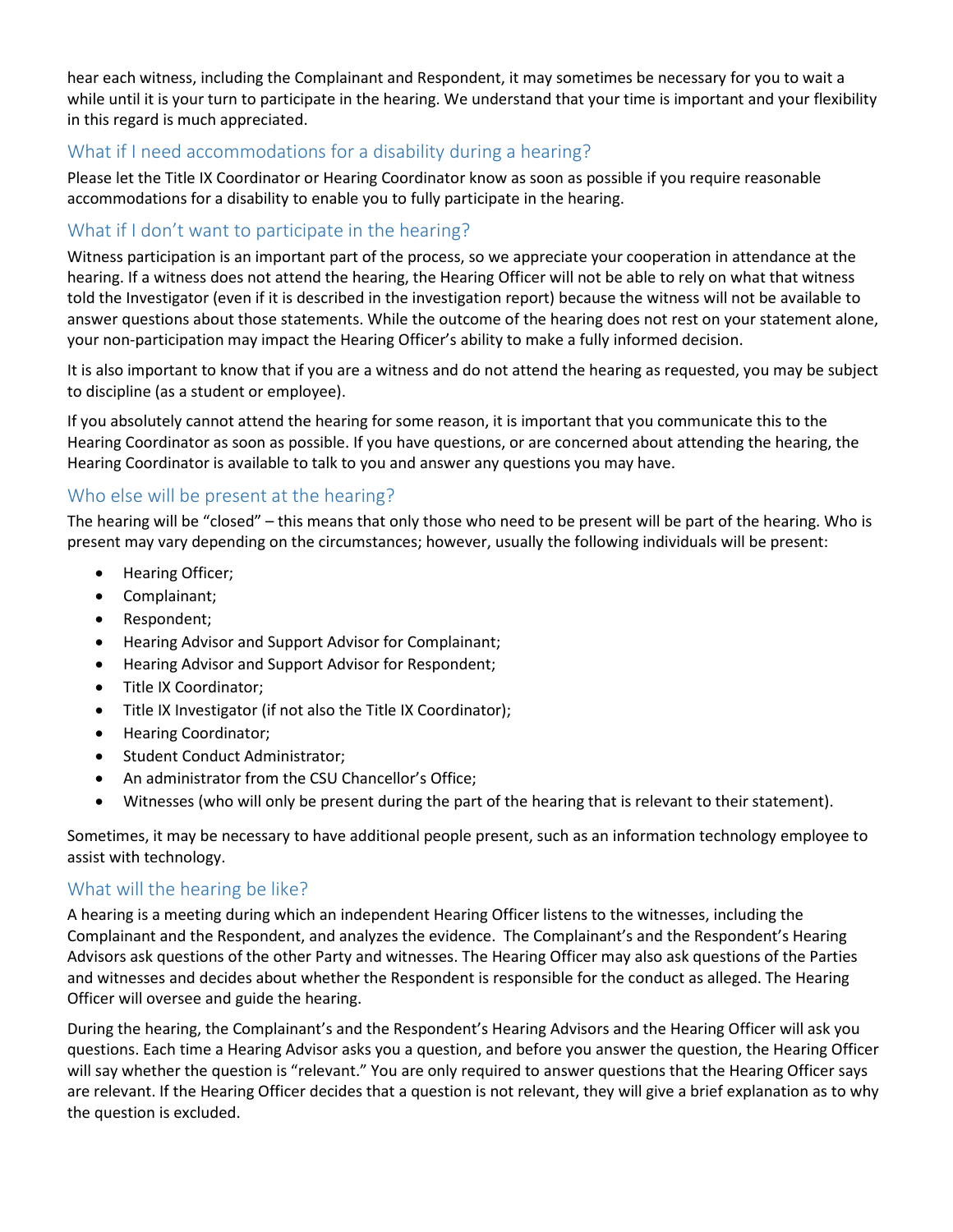hear each witness, including the Complainant and Respondent, it may sometimes be necessary for you to wait a while until it is your turn to participate in the hearing. We understand that your time is important and your flexibility in this regard is much appreciated.

## What if I need accommodations for a disability during a hearing?

Please let the Title IX Coordinator or Hearing Coordinator know as soon as possible if you require reasonable accommodations for a disability to enable you to fully participate in the hearing.

## What if I don't want to participate in the hearing?

Witness participation is an important part of the process, so we appreciate your cooperation in attendance at the hearing. If a witness does not attend the hearing, the Hearing Officer will not be able to rely on what that witness told the Investigator (even if it is described in the investigation report) because the witness will not be available to answer questions about those statements. While the outcome of the hearing does not rest on your statement alone, your non-participation may impact the Hearing Officer's ability to make a fully informed decision.

It is also important to know that if you are a witness and do not attend the hearing as requested, you may be subject to discipline (as a student or employee).

If you absolutely cannot attend the hearing for some reason, it is important that you communicate this to the Hearing Coordinator as soon as possible. If you have questions, or are concerned about attending the hearing, the Hearing Coordinator is available to talk to you and answer any questions you may have.

## Who else will be present at the hearing?

The hearing will be "closed" – this means that only those who need to be present will be part of the hearing. Who is present may vary depending on the circumstances; however, usually the following individuals will be present:

- Hearing Officer;
- Complainant;
- Respondent;
- Hearing Advisor and Support Advisor for Complainant;
- Hearing Advisor and Support Advisor for Respondent;
- Title IX Coordinator;
- Title IX Investigator (if not also the Title IX Coordinator);
- Hearing Coordinator;
- Student Conduct Administrator;
- An administrator from the CSU Chancellor's Office;
- Witnesses (who will only be present during the part of the hearing that is relevant to their statement).

Sometimes, it may be necessary to have additional people present, such as an information technology employee to assist with technology.

## What will the hearing be like?

A hearing is a meeting during which an independent Hearing Officer listens to the witnesses, including the Complainant and the Respondent, and analyzes the evidence. The Complainant's and the Respondent's Hearing Advisors ask questions of the other Party and witnesses. The Hearing Officer may also ask questions of the Parties and witnesses and decides about whether the Respondent is responsible for the conduct as alleged. The Hearing Officer will oversee and guide the hearing.

During the hearing, the Complainant's and the Respondent's Hearing Advisors and the Hearing Officer will ask you questions. Each time a Hearing Advisor asks you a question, and before you answer the question, the Hearing Officer will say whether the question is "relevant." You are only required to answer questions that the Hearing Officer says are relevant. If the Hearing Officer decides that a question is not relevant, they will give a brief explanation as to why the question is excluded.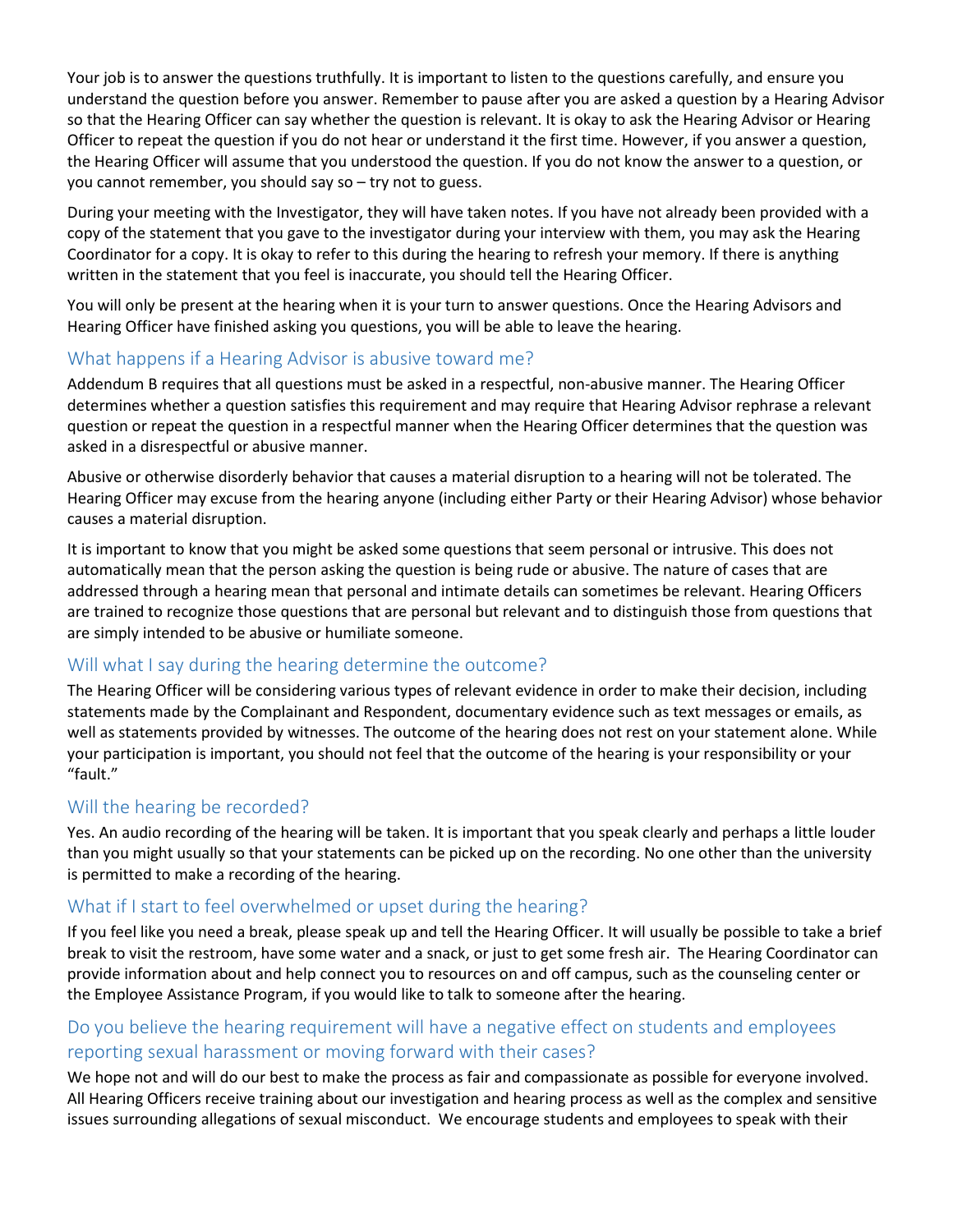Your job is to answer the questions truthfully. It is important to listen to the questions carefully, and ensure you understand the question before you answer. Remember to pause after you are asked a question by a Hearing Advisor so that the Hearing Officer can say whether the question is relevant. It is okay to ask the Hearing Advisor or Hearing Officer to repeat the question if you do not hear or understand it the first time. However, if you answer a question, the Hearing Officer will assume that you understood the question. If you do not know the answer to a question, or you cannot remember, you should say so – try not to guess.

During your meeting with the Investigator, they will have taken notes. If you have not already been provided with a copy of the statement that you gave to the investigator during your interview with them, you may ask the Hearing Coordinator for a copy. It is okay to refer to this during the hearing to refresh your memory. If there is anything written in the statement that you feel is inaccurate, you should tell the Hearing Officer.

You will only be present at the hearing when it is your turn to answer questions. Once the Hearing Advisors and Hearing Officer have finished asking you questions, you will be able to leave the hearing.

## What happens if a Hearing Advisor is abusive toward me?

Addendum B requires that all questions must be asked in a respectful, non-abusive manner. The Hearing Officer determines whether a question satisfies this requirement and may require that Hearing Advisor rephrase a relevant question or repeat the question in a respectful manner when the Hearing Officer determines that the question was asked in a disrespectful or abusive manner.

Abusive or otherwise disorderly behavior that causes a material disruption to a hearing will not be tolerated. The Hearing Officer may excuse from the hearing anyone (including either Party or their Hearing Advisor) whose behavior causes a material disruption.

It is important to know that you might be asked some questions that seem personal or intrusive. This does not automatically mean that the person asking the question is being rude or abusive. The nature of cases that are addressed through a hearing mean that personal and intimate details can sometimes be relevant. Hearing Officers are trained to recognize those questions that are personal but relevant and to distinguish those from questions that are simply intended to be abusive or humiliate someone.

## Will what I say during the hearing determine the outcome?

The Hearing Officer will be considering various types of relevant evidence in order to make their decision, including statements made by the Complainant and Respondent, documentary evidence such as text messages or emails, as well as statements provided by witnesses. The outcome of the hearing does not rest on your statement alone. While your participation is important, you should not feel that the outcome of the hearing is your responsibility or your "fault."

## Will the hearing be recorded?

Yes. An audio recording of the hearing will be taken. It is important that you speak clearly and perhaps a little louder than you might usually so that your statements can be picked up on the recording. No one other than the university is permitted to make a recording of the hearing.

## What if I start to feel overwhelmed or upset during the hearing?

If you feel like you need a break, please speak up and tell the Hearing Officer. It will usually be possible to take a brief break to visit the restroom, have some water and a snack, or just to get some fresh air. The Hearing Coordinator can provide information about and help connect you to resources on and off campus, such as the counseling center or the Employee Assistance Program, if you would like to talk to someone after the hearing.

## Do you believe the hearing requirement will have a negative effect on students and employees reporting sexual harassment or moving forward with their cases?

We hope not and will do our best to make the process as fair and compassionate as possible for everyone involved. All Hearing Officers receive training about our investigation and hearing process as well as the complex and sensitive issues surrounding allegations of sexual misconduct. We encourage students and employees to speak with their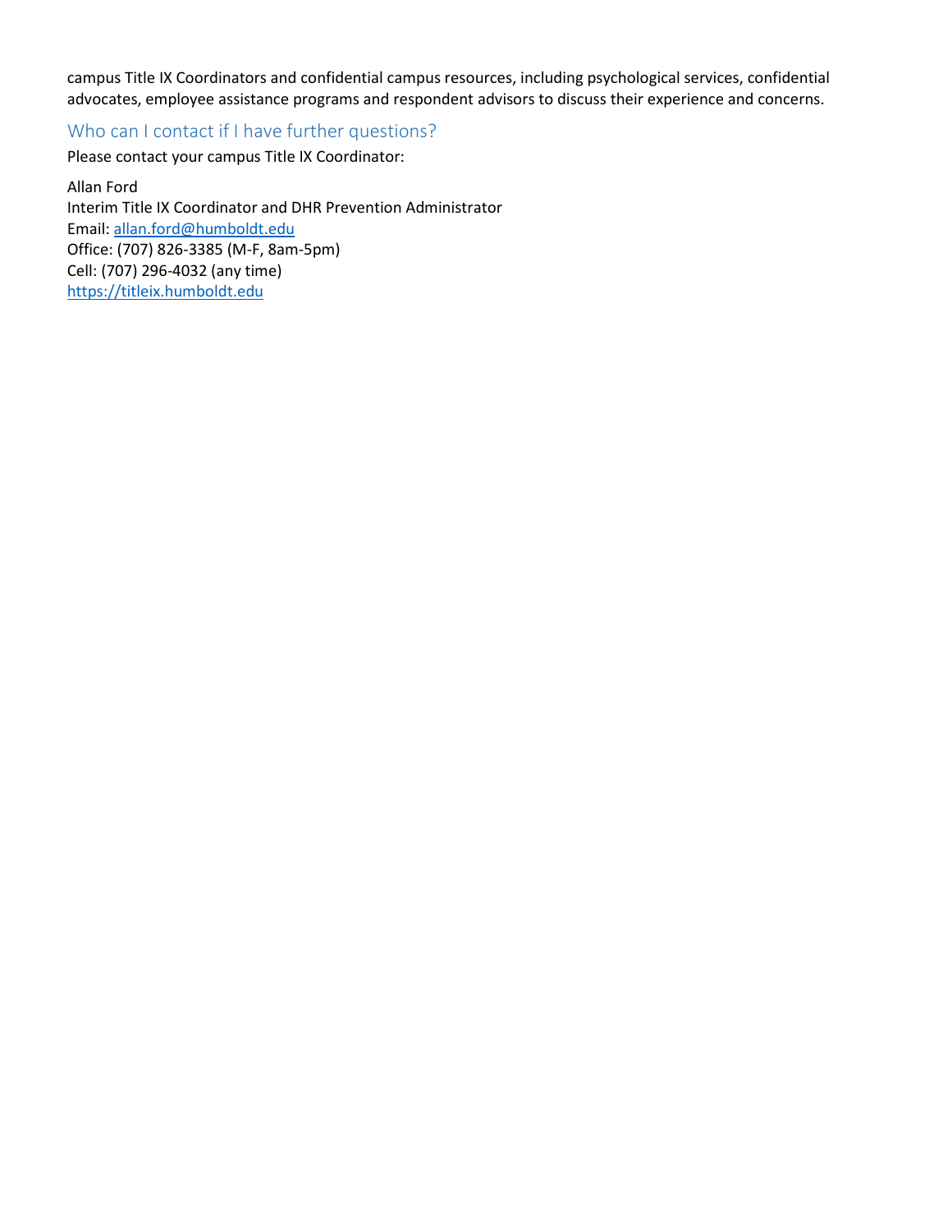campus Title IX Coordinators and confidential campus resources, including psychological services, confidential advocates, employee assistance programs and respondent advisors to discuss their experience and concerns.

## Who can I contact if I have further questions?

Please contact your campus Title IX Coordinator:

Allan Ford
Interim Title IX Coordinator and DHR Prevention Administrator
Email: [allan.ford@humboldt.edu](mailto:allan.ford@humboldt.edu)
Office: (707) 826-3385 (M-F, 8am-5pm)
Cell: (707) 296-4032 (any time)
[https://titleix.humboldt.edu](https://titleix.humboldt.edu)